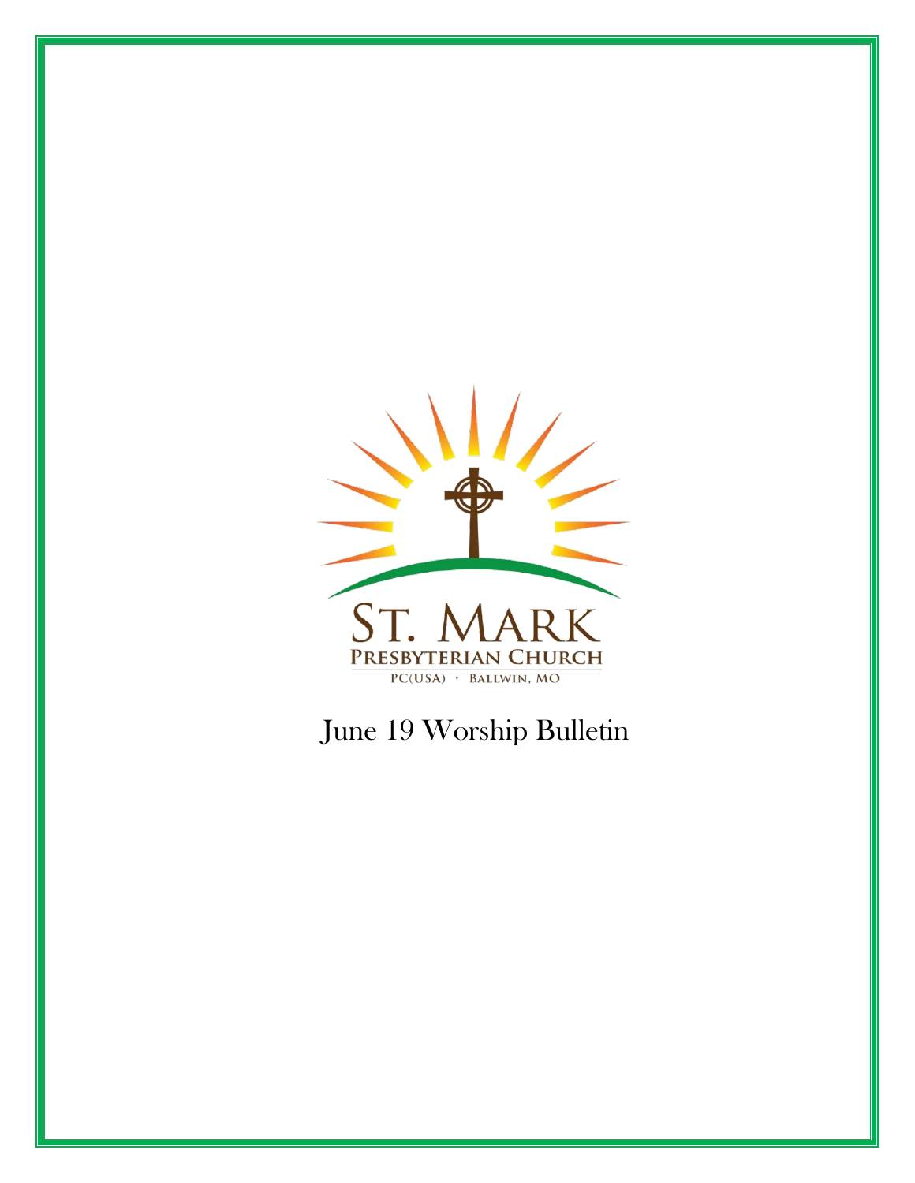ST. MARK

PRESBYTERIAN CHURCH

PC(USA) · BALLWIN, MO

# June 19 Worship Bulletin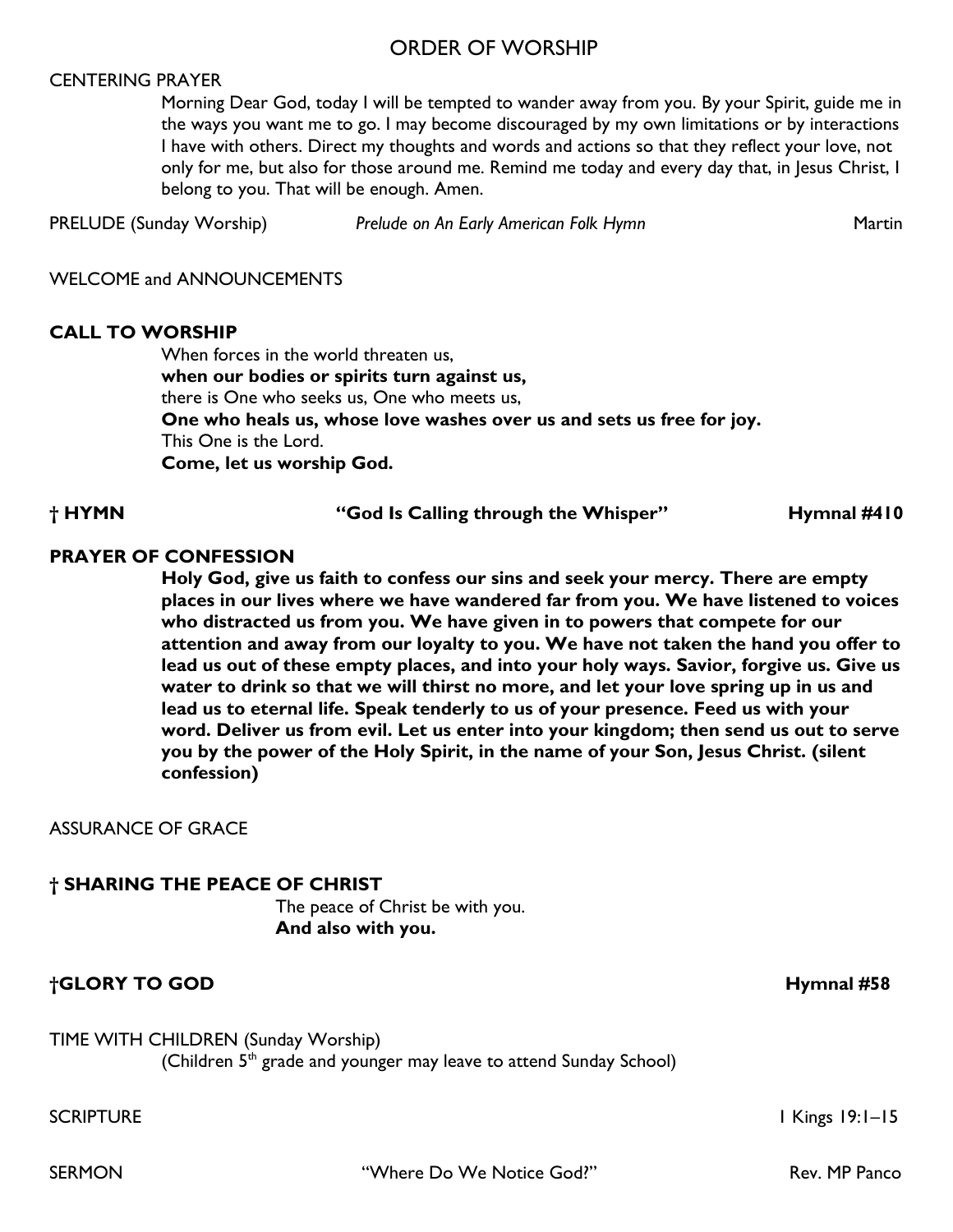# ORDER OF WORSHIP

CENTERING PRAYER

Morning Dear God, today I will be tempted to wander away from you. By your Spirit, guide me in the ways you want me to go. I may become discouraged by my own limitations or by interactions I have with others. Direct my thoughts and words and actions so that they reflect your love, not only for me, but also for those around me. Remind me today and every day that, in Jesus Christ, I belong to you. That will be enough. Amen.

PRELUDE (Sunday Worship) *Prelude on An Early American Folk Hymn* Martin

WELCOME and ANNOUNCEMENTS

**CALL TO WORSHIP**

When forces in the world threaten us,
**when our bodies or spirits turn against us,**
there is One who seeks us, One who meets us,
**One who heals us, whose love washes over us and sets us free for joy.**
This One is the Lord.
**Come, let us worship God.**

**† HYMN "God Is Calling through the Whisper" Hymnal #410**

**PRAYER OF CONFESSION**

**Holy God, give us faith to confess our sins and seek your mercy. There are empty places in our lives where we have wandered far from you. We have listened to voices who distracted us from you. We have given in to powers that compete for our attention and away from our loyalty to you. We have not taken the hand you offer to lead us out of these empty places, and into your holy ways. Savior, forgive us. Give us water to drink so that we will thirst no more, and let your love spring up in us and lead us to eternal life. Speak tenderly to us of your presence. Feed us with your word. Deliver us from evil. Let us enter into your kingdom; then send us out to serve you by the power of the Holy Spirit, in the name of your Son, Jesus Christ. (silent confession)**

ASSURANCE OF GRACE

**† SHARING THE PEACE OF CHRIST**

The peace of Christ be with you.
**And also with you.**

**†GLORY TO GOD Hymnal #58**

TIME WITH CHILDREN (Sunday Worship)
(Children 5th grade and younger may leave to attend Sunday School)

SCRIPTURE I Kings 19:1–15

SERMON "Where Do We Notice God?" Rev. MP Panco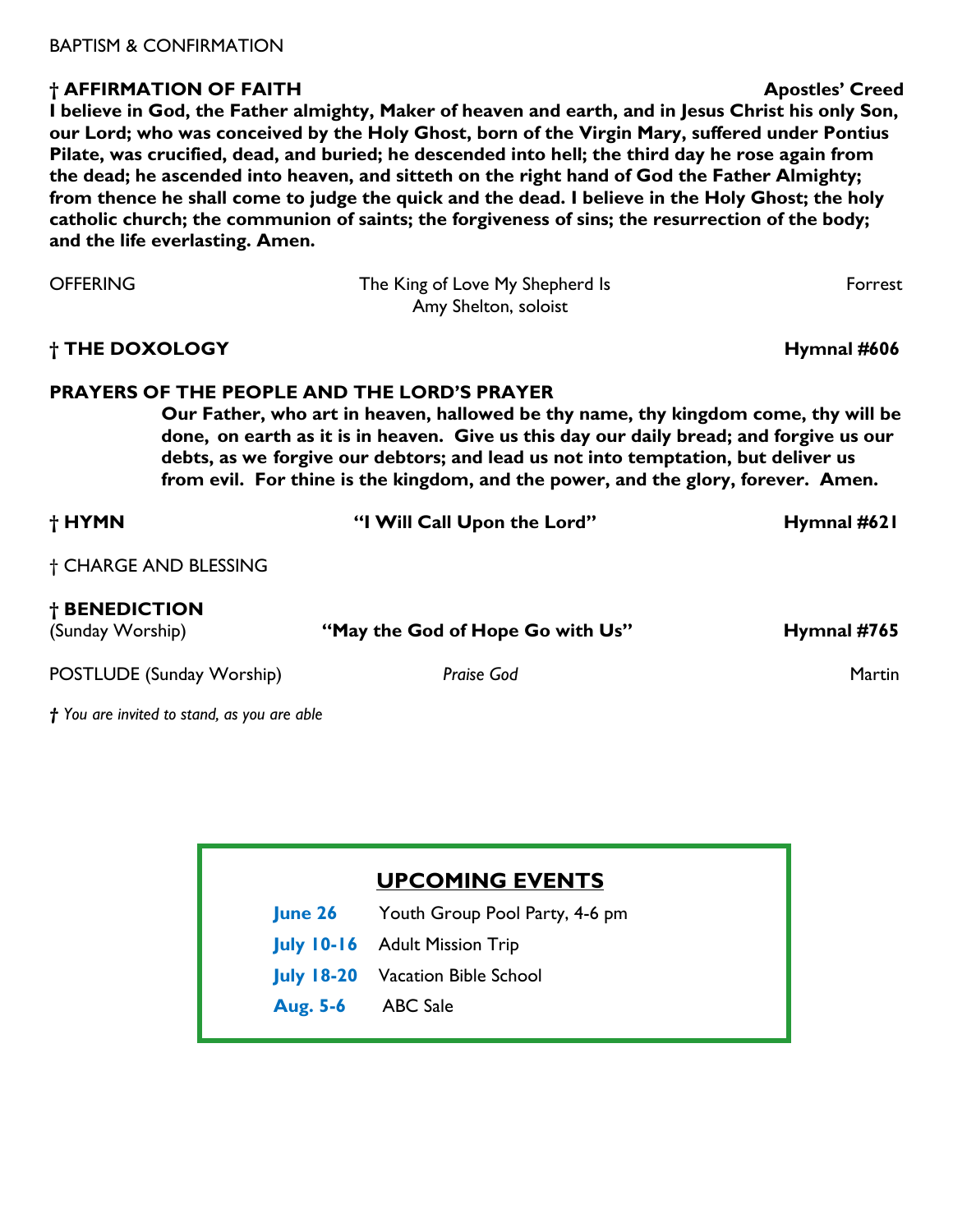BAPTISM & CONFIRMATION

**† AFFIRMATION OF FAITH** **Apostles' Creed**

**I believe in God, the Father almighty, Maker of heaven and earth, and in Jesus Christ his only Son, our Lord; who was conceived by the Holy Ghost, born of the Virgin Mary, suffered under Pontius Pilate, was crucified, dead, and buried; he descended into hell; the third day he rose again from the dead; he ascended into heaven, and sitteth on the right hand of God the Father Almighty; from thence he shall come to judge the quick and the dead. I believe in the Holy Ghost; the holy catholic church; the communion of saints; the forgiveness of sins; the resurrection of the body; and the life everlasting. Amen.**

OFFERING — The King of Love My Shepherd Is — Forrest
Amy Shelton, soloist

**† THE DOXOLOGY** **Hymnal #606**

**PRAYERS OF THE PEOPLE AND THE LORD'S PRAYER**

**Our Father, who art in heaven, hallowed be thy name, thy kingdom come, thy will be done, on earth as it is in heaven. Give us this day our daily bread; and forgive us our debts, as we forgive our debtors; and lead us not into temptation, but deliver us from evil. For thine is the kingdom, and the power, and the glory, forever. Amen.**

**† HYMN** **"I Will Call Upon the Lord"** **Hymnal #621**

† CHARGE AND BLESSING

**† BENEDICTION**
(Sunday Worship) **"May the God of Hope Go with Us"** **Hymnal #765**

POSTLUDE (Sunday Worship) *Praise God* Martin

***†** You are invited to stand, as you are able*

## UPCOMING EVENTS

**June 26** Youth Group Pool Party, 4-6 pm
**July 10-16** Adult Mission Trip
**July 18-20** Vacation Bible School
**Aug. 5-6** ABC Sale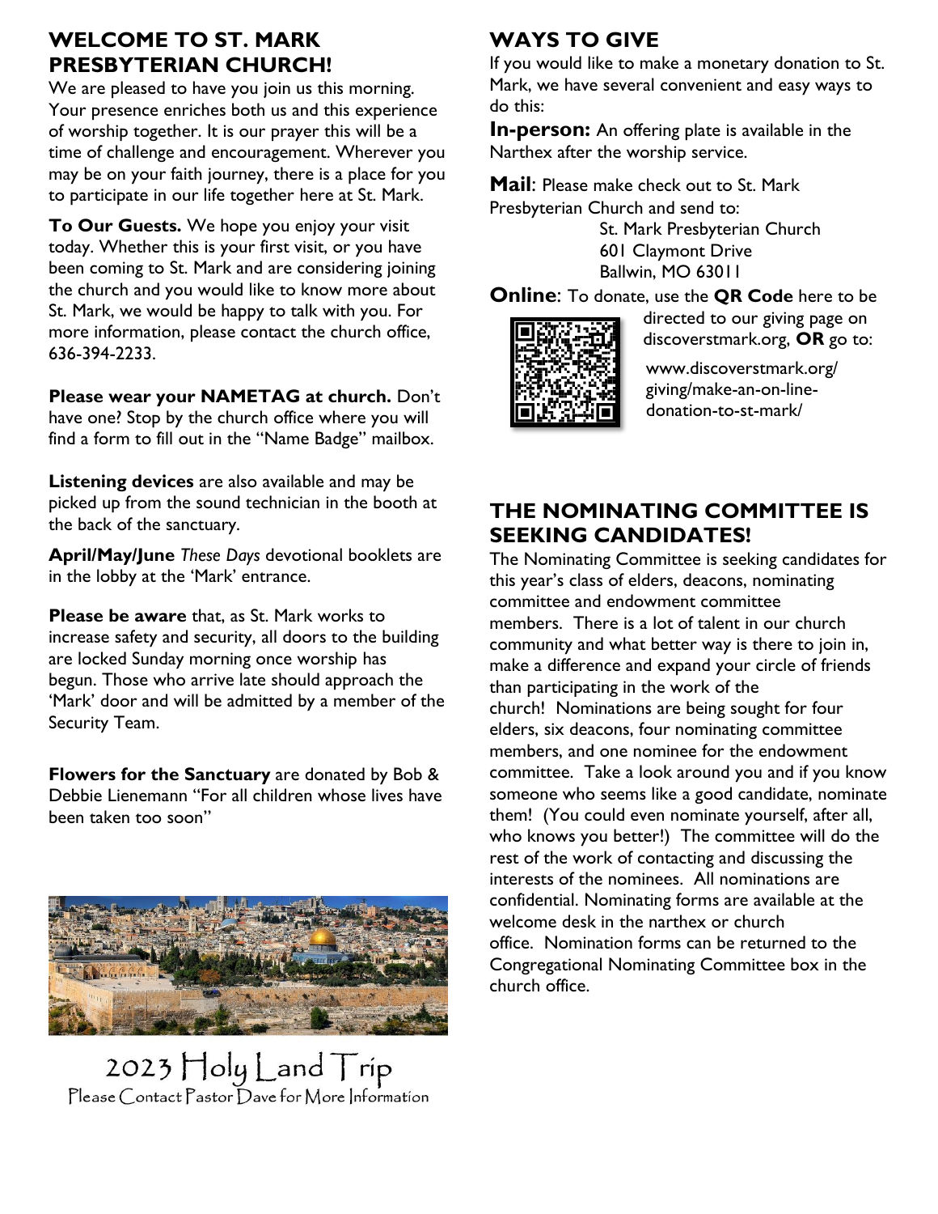## WELCOME TO ST. MARK PRESBYTERIAN CHURCH!

We are pleased to have you join us this morning. Your presence enriches both us and this experience of worship together. It is our prayer this will be a time of challenge and encouragement. Wherever you may be on your faith journey, there is a place for you to participate in our life together here at St. Mark.

**To Our Guests.** We hope you enjoy your visit today. Whether this is your first visit, or you have been coming to St. Mark and are considering joining the church and you would like to know more about St. Mark, we would be happy to talk with you. For more information, please contact the church office, 636-394-2233.

**Please wear your NAMETAG at church.** Don't have one? Stop by the church office where you will find a form to fill out in the "Name Badge" mailbox.

**Listening devices** are also available and may be picked up from the sound technician in the booth at the back of the sanctuary.

**April/May/June** *These Days* devotional booklets are in the lobby at the 'Mark' entrance.

**Please be aware** that, as St. Mark works to increase safety and security, all doors to the building are locked Sunday morning once worship has begun. Those who arrive late should approach the 'Mark' door and will be admitted by a member of the Security Team.

**Flowers for the Sanctuary** are donated by Bob & Debbie Lienemann "For all children whose lives have been taken too soon"

2023 Holy Land Trip

Please Contact Pastor Dave for More Information

## WAYS TO GIVE

If you would like to make a monetary donation to St. Mark, we have several convenient and easy ways to do this:

**In-person:** An offering plate is available in the Narthex after the worship service.

**Mail**: Please make check out to St. Mark Presbyterian Church and send to:

St. Mark Presbyterian Church
601 Claymont Drive
Ballwin, MO 63011

**Online**: To donate, use the **QR Code** here to be directed to our giving page on discoverstmark.org, **OR** go to:

www.discoverstmark.org/giving/make-an-on-line-donation-to-st-mark/

## THE NOMINATING COMMITTEE IS SEEKING CANDIDATES!

The Nominating Committee is seeking candidates for this year's class of elders, deacons, nominating committee and endowment committee members. There is a lot of talent in our church community and what better way is there to join in, make a difference and expand your circle of friends than participating in the work of the church! Nominations are being sought for four elders, six deacons, four nominating committee members, and one nominee for the endowment committee. Take a look around you and if you know someone who seems like a good candidate, nominate them! (You could even nominate yourself, after all, who knows you better!) The committee will do the rest of the work of contacting and discussing the interests of the nominees. All nominations are confidential. Nominating forms are available at the welcome desk in the narthex or church office. Nomination forms can be returned to the Congregational Nominating Committee box in the church office.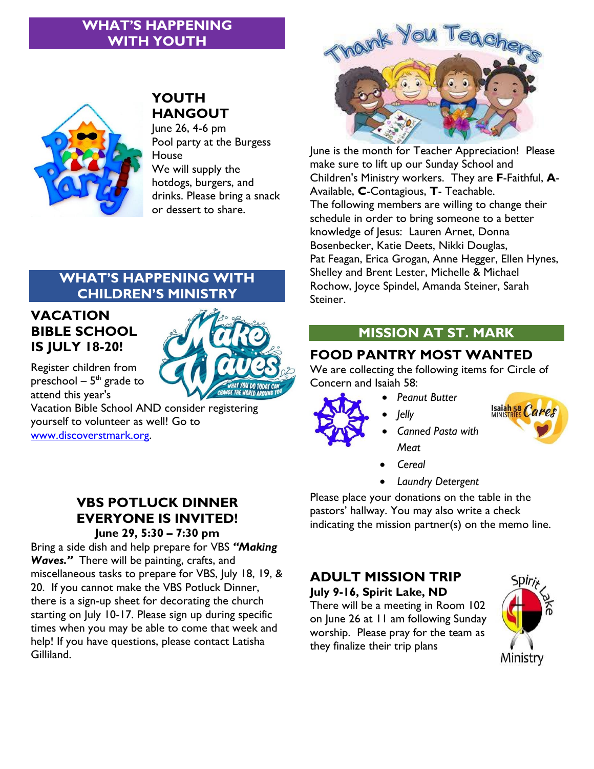## WHAT'S HAPPENING WITH YOUTH

### YOUTH HANGOUT

June 26, 4-6 pm
Pool party at the Burgess House
We will supply the hotdogs, burgers, and drinks. Please bring a snack or dessert to share.

## WHAT'S HAPPENING WITH CHILDREN'S MINISTRY

### VACATION BIBLE SCHOOL IS JULY 18-20!

Register children from preschool – 5th grade to attend this year's Vacation Bible School AND consider registering yourself to volunteer as well! Go to [www.discoverstmark.org](http://www.discoverstmark.org).

### VBS POTLUCK DINNER EVERYONE IS INVITED!

**June 29, 5:30 – 7:30 pm**

Bring a side dish and help prepare for VBS ***"Making Waves."*** There will be painting, crafts, and miscellaneous tasks to prepare for VBS, July 18, 19, & 20. If you cannot make the VBS Potluck Dinner, there is a sign-up sheet for decorating the church starting on July 10-17. Please sign up during specific times when you may be able to come that week and help! If you have questions, please contact Latisha Gilliland.

June is the month for Teacher Appreciation! Please make sure to lift up our Sunday School and Children's Ministry workers. They are **F**-Faithful, **A**-Available, **C**-Contagious, **T**- Teachable.
The following members are willing to change their schedule in order to bring someone to a better knowledge of Jesus: Lauren Arnet, Donna Bosenbecker, Katie Deets, Nikki Douglas, Pat Feagan, Erica Grogan, Anne Hegger, Ellen Hynes, Shelley and Brent Lester, Michelle & Michael Rochow, Joyce Spindel, Amanda Steiner, Sarah Steiner.

## MISSION AT ST. MARK

### FOOD PANTRY MOST WANTED

We are collecting the following items for Circle of Concern and Isaiah 58:

- *Peanut Butter*
- *Jelly*
- *Canned Pasta with Meat*
- *Cereal*
- *Laundry Detergent*

Please place your donations on the table in the pastors' hallway. You may also write a check indicating the mission partner(s) on the memo line.

### ADULT MISSION TRIP

**July 9-16, Spirit Lake, ND**

There will be a meeting in Room 102 on June 26 at 11 am following Sunday worship. Please pray for the team as they finalize their trip plans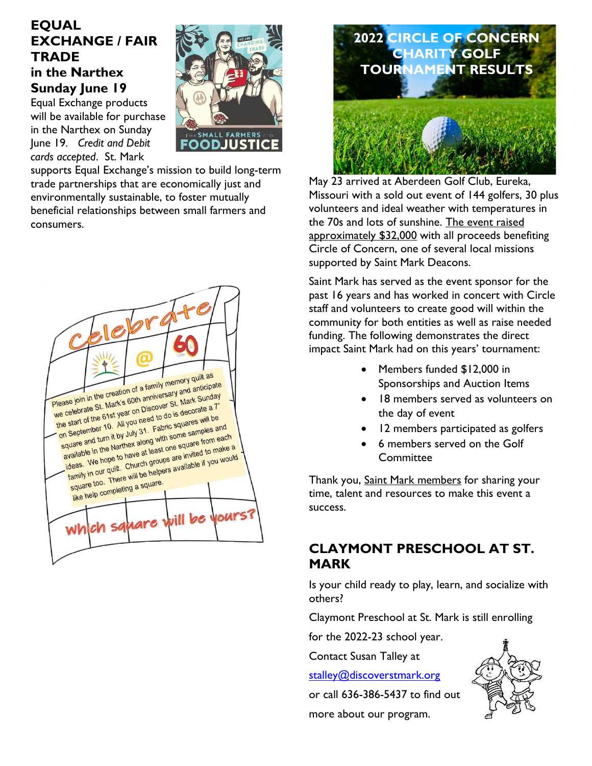## EQUAL EXCHANGE / FAIR TRADE in the Narthex Sunday June 19

Equal Exchange products will be available for purchase in the Narthex on Sunday June 19. *Credit and Debit cards accepted*. St. Mark supports Equal Exchange's mission to build long-term trade partnerships that are economically just and environmentally sustainable, to foster mutually beneficial relationships between small farmers and consumers.

Celebrate @ 60

Please join in the creation of a family memory quilt as we celebrate St. Mark's 60th anniversary and anticipate the start of the 61st year on Discover St. Mark Sunday on September 10. All you need to do is decorate a 7" square and turn it by July 31. Fabric squares will be available in the Narthex along with some samples and ideas. We hope to have at least one square from each family in our quilt. Church groups are invited to make a square too. There will be helpers available if you would like help completing a square.

Which square will be yours?

## 2022 CIRCLE OF CONCERN CHARITY GOLF TOURNAMENT RESULTS

May 23 arrived at Aberdeen Golf Club, Eureka, Missouri with a sold out event of 144 golfers, 30 plus volunteers and ideal weather with temperatures in the 70s and lots of sunshine. The event raised approximately $32,000 with all proceeds benefiting Circle of Concern, one of several local missions supported by Saint Mark Deacons.

Saint Mark has served as the event sponsor for the past 16 years and has worked in concert with Circle staff and volunteers to create good will within the community for both entities as well as raise needed funding. The following demonstrates the direct impact Saint Mark had on this years' tournament:

- Members funded $12,000 in Sponsorships and Auction Items
- 18 members served as volunteers on the day of event
- 12 members participated as golfers
- 6 members served on the Golf Committee

Thank you, Saint Mark members for sharing your time, talent and resources to make this event a success.

## CLAYMONT PRESCHOOL AT ST. MARK

Is your child ready to play, learn, and socialize with others?

Claymont Preschool at St. Mark is still enrolling for the 2022-23 school year.

Contact Susan Talley at stalley@discoverstmark.org or call 636-386-5437 to find out more about our program.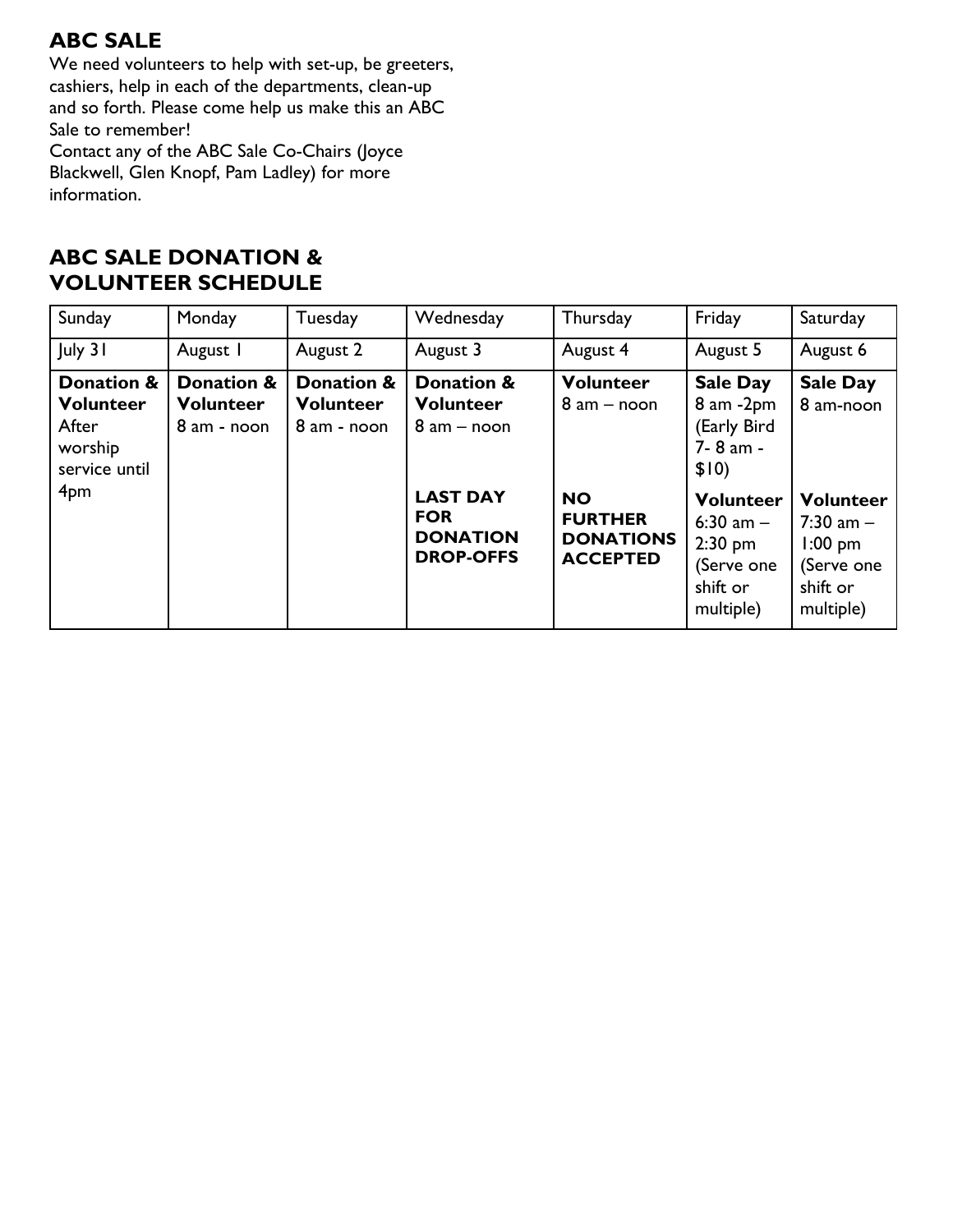## ABC SALE

We need volunteers to help with set-up, be greeters, cashiers, help in each of the departments, clean-up and so forth. Please come help us make this an ABC Sale to remember!

Contact any of the ABC Sale Co-Chairs (Joyce Blackwell, Glen Knopf, Pam Ladley) for more information.

## ABC SALE DONATION & VOLUNTEER SCHEDULE

| Sunday | Monday | Tuesday | Wednesday | Thursday | Friday | Saturday |
|---|---|---|---|---|---|---|
| July 31 | August 1 | August 2 | August 3 | August 4 | August 5 | August 6 |
| **Donation & Volunteer** After worship service until 4pm | **Donation & Volunteer** 8 am - noon | **Donation & Volunteer** 8 am - noon | **Donation & Volunteer** 8 am – noon<br><br>**LAST DAY FOR DONATION DROP-OFFS** | **Volunteer** 8 am – noon<br><br>**NO FURTHER DONATIONS ACCEPTED** | **Sale Day** 8 am -2pm (Early Bird 7- 8 am - $10)<br><br>**Volunteer** 6:30 am – 2:30 pm (Serve one shift or multiple) | **Sale Day** 8 am-noon<br><br>**Volunteer** 7:30 am – 1:00 pm (Serve one shift or multiple) |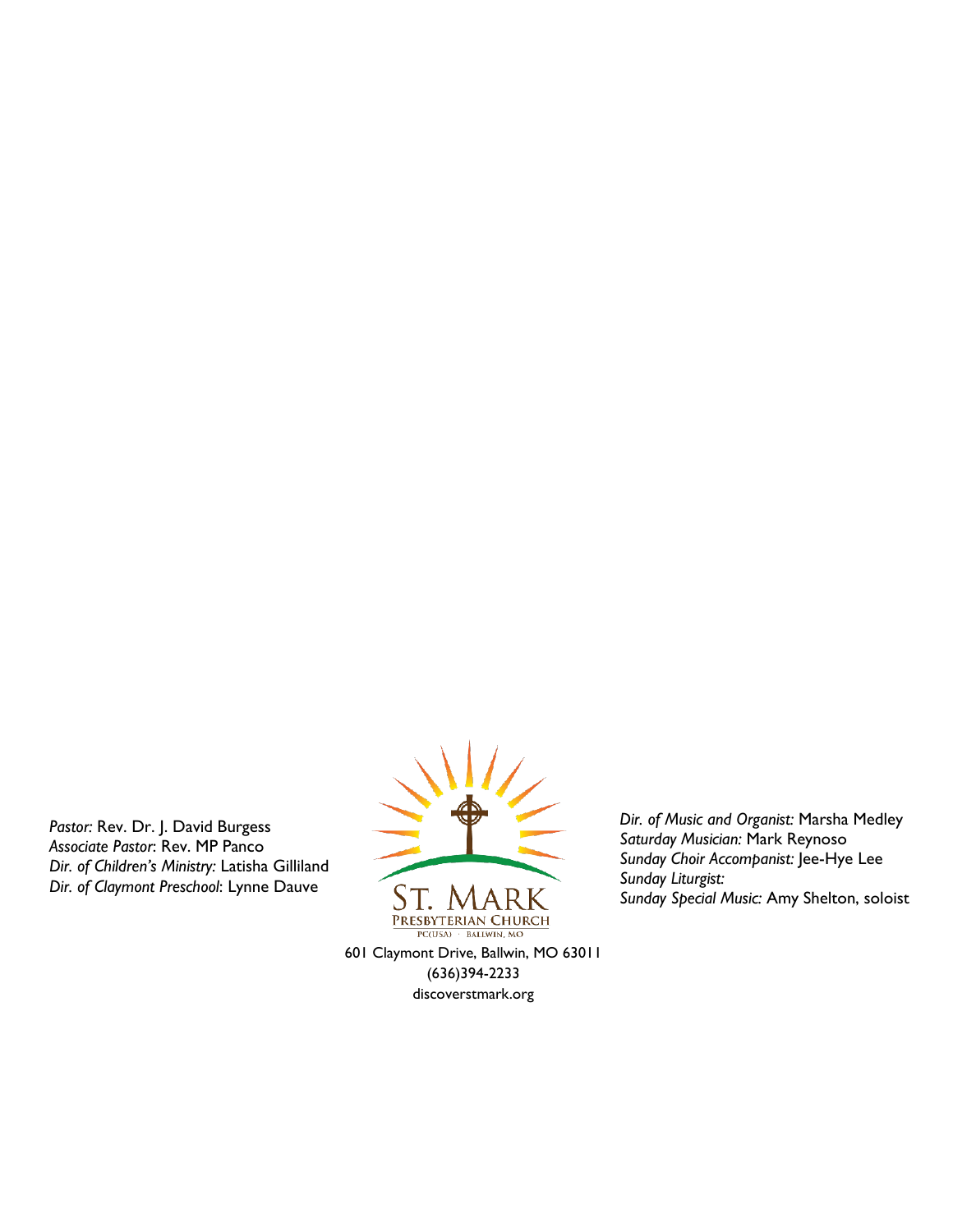*Pastor:* Rev. Dr. J. David Burgess
*Associate Pastor*: Rev. MP Panco
*Dir. of Children's Ministry:* Latisha Gilliland
*Dir. of Claymont Preschool*: Lynne Dauve

ST. MARK
PRESBYTERIAN CHURCH
PC(USA) · BALLWIN, MO

601 Claymont Drive, Ballwin, MO 63011
(636)394-2233
discoverstmark.org

*Dir. of Music and Organist:* Marsha Medley
*Saturday Musician:* Mark Reynoso
*Sunday Choir Accompanist:* Jee-Hye Lee
*Sunday Liturgist:*
*Sunday Special Music:* Amy Shelton, soloist